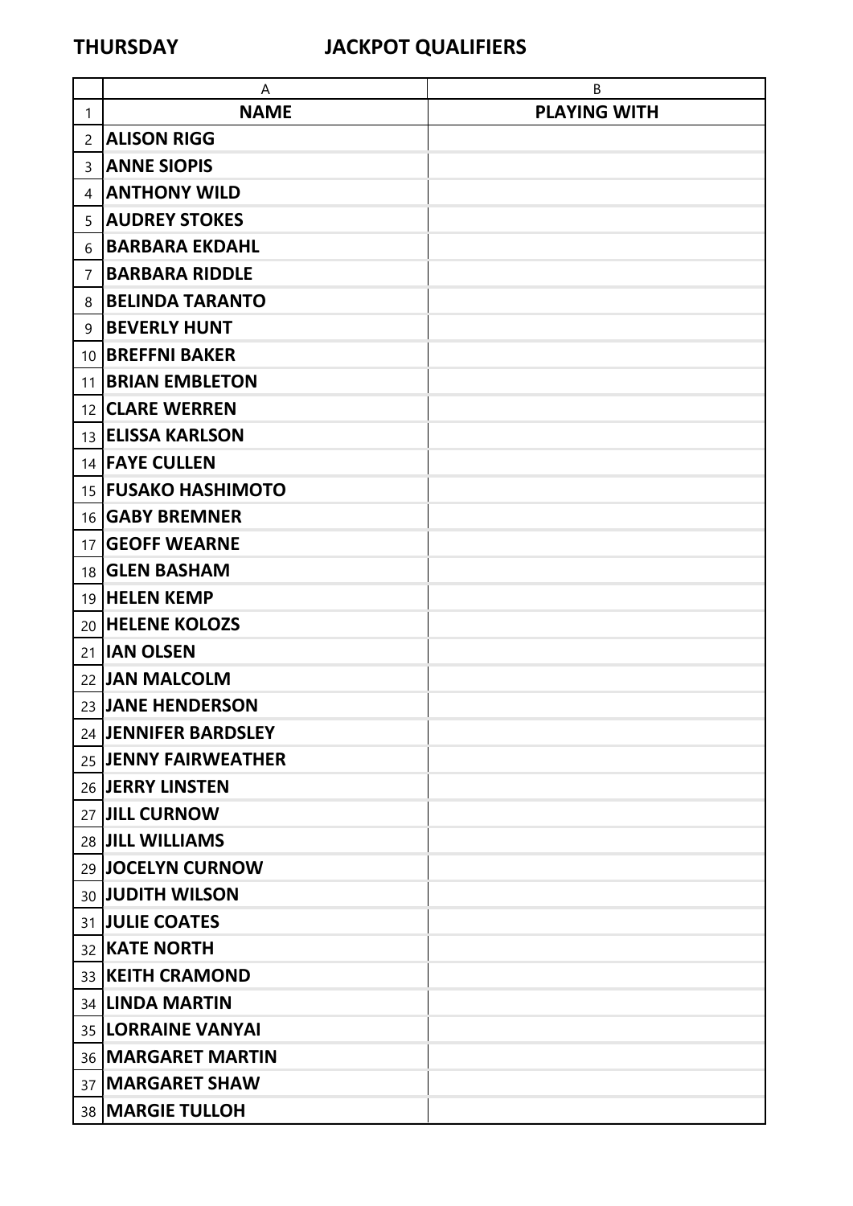**THURSDAY** **JACKPOT QUALIFIERS**

| | A | B |
|---|---|---|
| 1 | **NAME** | **PLAYING WITH** |
| 2 | **ALISON RIGG** | |
| 3 | **ANNE SIOPIS** | |
| 4 | **ANTHONY WILD** | |
| 5 | **AUDREY STOKES** | |
| 6 | **BARBARA EKDAHL** | |
| 7 | **BARBARA RIDDLE** | |
| 8 | **BELINDA TARANTO** | |
| 9 | **BEVERLY HUNT** | |
| 10 | **BREFFNI BAKER** | |
| 11 | **BRIAN EMBLETON** | |
| 12 | **CLARE WERREN** | |
| 13 | **ELISSA KARLSON** | |
| 14 | **FAYE CULLEN** | |
| 15 | **FUSAKO HASHIMOTO** | |
| 16 | **GABY BREMNER** | |
| 17 | **GEOFF WEARNE** | |
| 18 | **GLEN BASHAM** | |
| 19 | **HELEN KEMP** | |
| 20 | **HELENE KOLOZS** | |
| 21 | **IAN OLSEN** | |
| 22 | **JAN MALCOLM** | |
| 23 | **JANE HENDERSON** | |
| 24 | **JENNIFER BARDSLEY** | |
| 25 | **JENNY FAIRWEATHER** | |
| 26 | **JERRY LINSTEN** | |
| 27 | **JILL CURNOW** | |
| 28 | **JILL WILLIAMS** | |
| 29 | **JOCELYN CURNOW** | |
| 30 | **JUDITH WILSON** | |
| 31 | **JULIE COATES** | |
| 32 | **KATE NORTH** | |
| 33 | **KEITH CRAMOND** | |
| 34 | **LINDA MARTIN** | |
| 35 | **LORRAINE VANYAI** | |
| 36 | **MARGARET MARTIN** | |
| 37 | **MARGARET SHAW** | |
| 38 | **MARGIE TULLOH** | |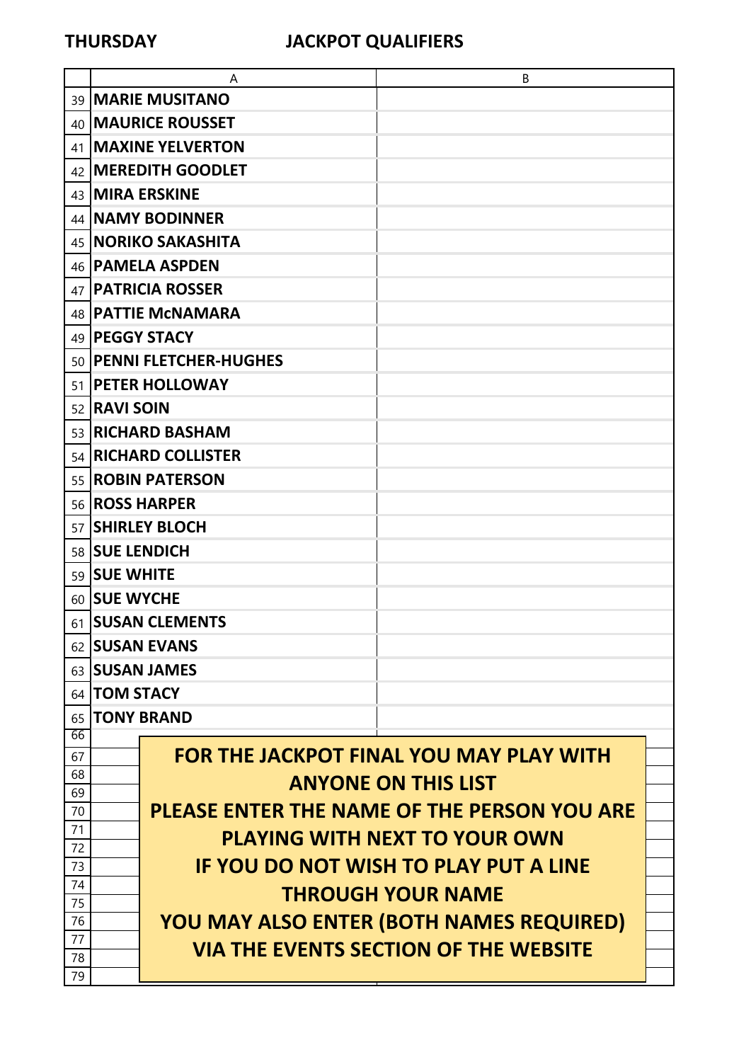**THURSDAY** **JACKPOT QUALIFIERS**

| | A | B |
|---|---|---|
| 39 | **MARIE MUSITANO** | |
| 40 | **MAURICE ROUSSET** | |
| 41 | **MAXINE YELVERTON** | |
| 42 | **MEREDITH GOODLET** | |
| 43 | **MIRA ERSKINE** | |
| 44 | **NAMY BODINNER** | |
| 45 | **NORIKO SAKASHITA** | |
| 46 | **PAMELA ASPDEN** | |
| 47 | **PATRICIA ROSSER** | |
| 48 | **PATTIE McNAMARA** | |
| 49 | **PEGGY STACY** | |
| 50 | **PENNI FLETCHER-HUGHES** | |
| 51 | **PETER HOLLOWAY** | |
| 52 | **RAVI SOIN** | |
| 53 | **RICHARD BASHAM** | |
| 54 | **RICHARD COLLISTER** | |
| 55 | **ROBIN PATERSON** | |
| 56 | **ROSS HARPER** | |
| 57 | **SHIRLEY BLOCH** | |
| 58 | **SUE LENDICH** | |
| 59 | **SUE WHITE** | |
| 60 | **SUE WYCHE** | |
| 61 | **SUSAN CLEMENTS** | |
| 62 | **SUSAN EVANS** | |
| 63 | **SUSAN JAMES** | |
| 64 | **TOM STACY** | |
| 65 | **TONY BRAND** | |

**FOR THE JACKPOT FINAL YOU MAY PLAY WITH ANYONE ON THIS LIST**

**PLEASE ENTER THE NAME OF THE PERSON YOU ARE PLAYING WITH NEXT TO YOUR OWN**

**IF YOU DO NOT WISH TO PLAY PUT A LINE THROUGH YOUR NAME**

**YOU MAY ALSO ENTER (BOTH NAMES REQUIRED) VIA THE EVENTS SECTION OF THE WEBSITE**